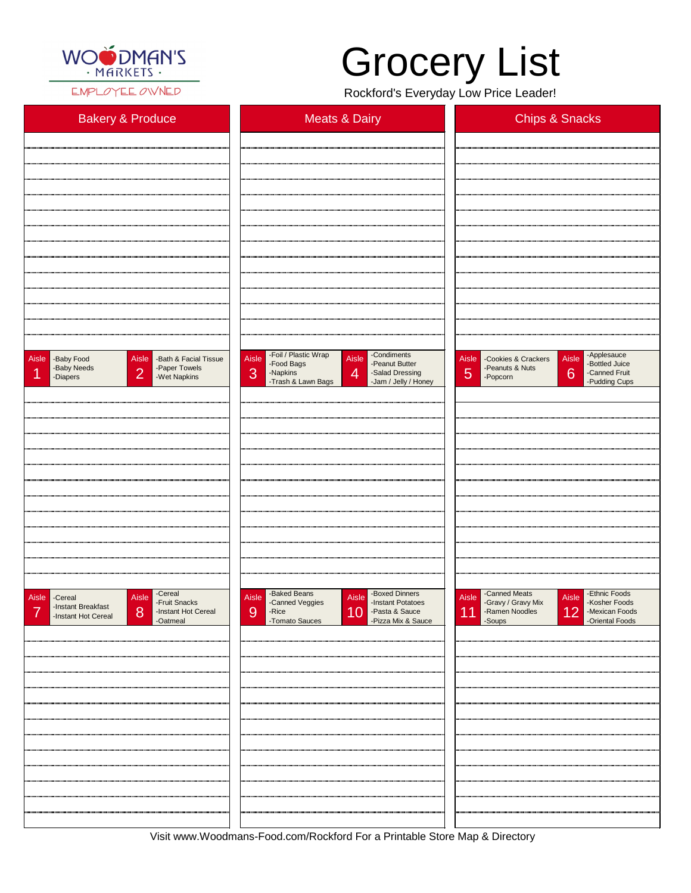WOODMAN'S · MARKETS · EMPLOYEE OWNED

# Grocery List

Rockford's Everyday Low Price Leader!

## Bakery & Produce

## Meats & Dairy

## Chips & Snacks

| Aisle | Items |
| --- | --- |
| Aisle 1 | -Baby Food<br>-Baby Needs<br>-Diapers |
| Aisle 2 | -Bath & Facial Tissue<br>-Paper Towels<br>-Wet Napkins |
| Aisle 3 | -Foil / Plastic Wrap<br>-Food Bags<br>-Napkins<br>-Trash & Lawn Bags |
| Aisle 4 | -Condiments<br>-Peanut Butter<br>-Salad Dressing<br>-Jam / Jelly / Honey |
| Aisle 5 | -Cookies & Crackers<br>-Peanuts & Nuts<br>-Popcorn |
| Aisle 6 | -Applesauce<br>-Bottled Juice<br>-Canned Fruit<br>-Pudding Cups |
| Aisle 7 | -Cereal<br>-Instant Breakfast<br>-Instant Hot Cereal |
| Aisle 8 | -Cereal<br>-Fruit Snacks<br>-Instant Hot Cereal<br>-Oatmeal |
| Aisle 9 | -Baked Beans<br>-Canned Veggies<br>-Rice<br>-Tomato Sauces |
| Aisle 10 | -Boxed Dinners<br>-Instant Potatoes<br>-Pasta & Sauce<br>-Pizza Mix & Sauce |
| Aisle 11 | -Canned Meats<br>-Gravy / Gravy Mix<br>-Ramen Noodles<br>-Soups |
| Aisle 12 | -Ethnic Foods<br>-Kosher Foods<br>-Mexican Foods<br>-Oriental Foods |

Visit www.Woodmans-Food.com/Rockford For a Printable Store Map & Directory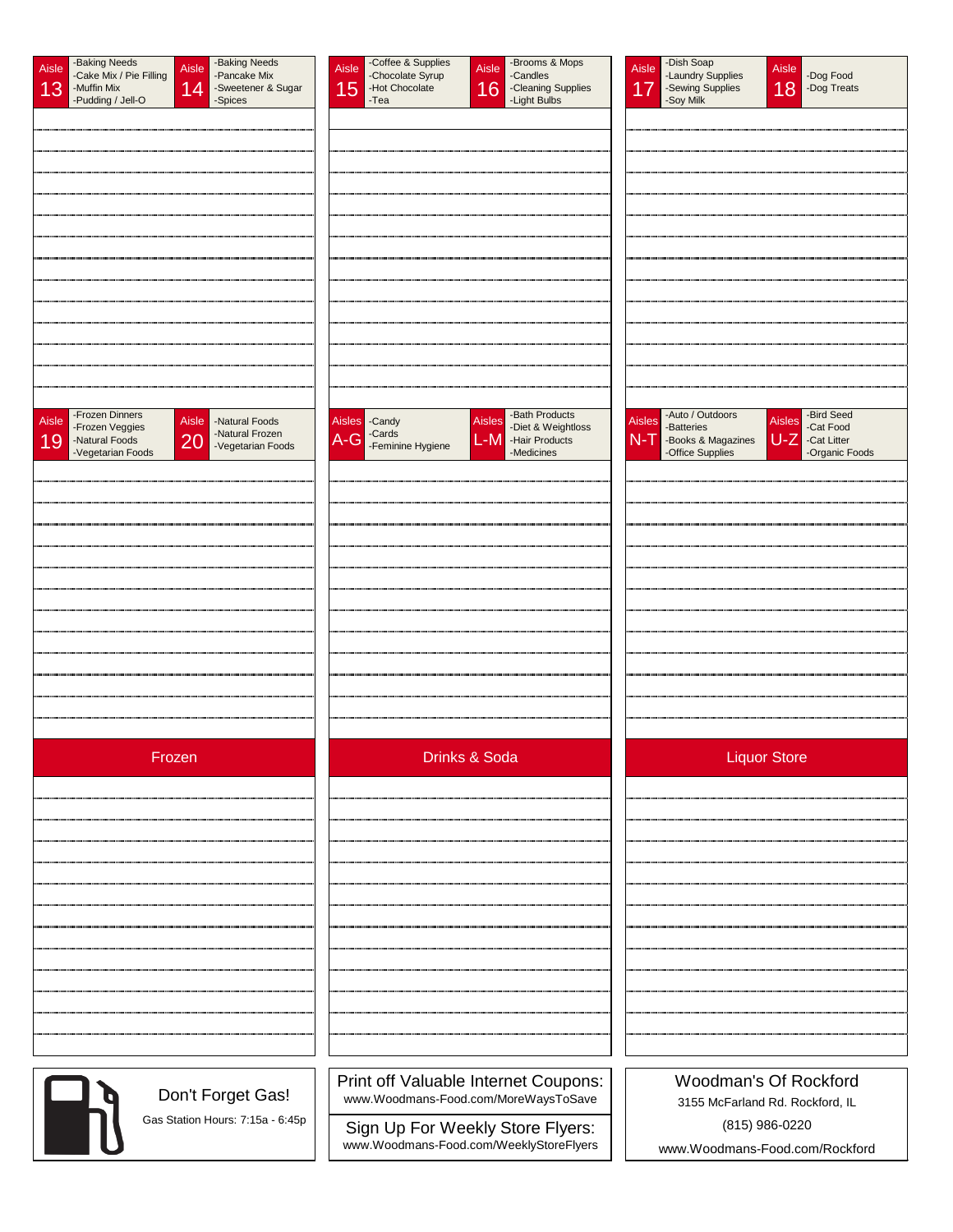**Aisle 13**
- Baking Needs
- Cake Mix / Pie Filling
- Muffin Mix
- Pudding / Jell-O

**Aisle 14**
- Baking Needs
- Pancake Mix
- Sweetener & Sugar
- Spices

**Aisle 15**
- Coffee & Supplies
- Chocolate Syrup
- Hot Chocolate
- Tea

**Aisle 16**
- Brooms & Mops
- Candles
- Cleaning Supplies
- Light Bulbs

**Aisle 17**
- Dish Soap
- Laundry Supplies
- Sewing Supplies
- Soy Milk

**Aisle 18**
- Dog Food
- Dog Treats

**Aisle 19**
- Frozen Dinners
- Frozen Veggies
- Natural Foods
- Vegetarian Foods

**Aisle 20**
- Natural Foods
- Natural Frozen
- Vegetarian Foods

**Aisles A-G**
- Candy
- Cards
- Feminine Hygiene

**Aisles L-M**
- Bath Products
- Diet & Weightloss
- Hair Products
- Medicines

**Aisles N-T**
- Auto / Outdoors
- Batteries
- Books & Magazines
- Office Supplies

**Aisles U-Z**
- Bird Seed
- Cat Food
- Cat Litter
- Organic Foods

## Frozen

## Drinks & Soda

## Liquor Store

Don't Forget Gas!

Gas Station Hours: 7:15a - 6:45p

Print off Valuable Internet Coupons:
www.Woodmans-Food.com/MoreWaysToSave

Sign Up For Weekly Store Flyers:
www.Woodmans-Food.com/WeeklyStoreFlyers

Woodman's Of Rockford
3155 McFarland Rd. Rockford, IL
(815) 986-0220
www.Woodmans-Food.com/Rockford